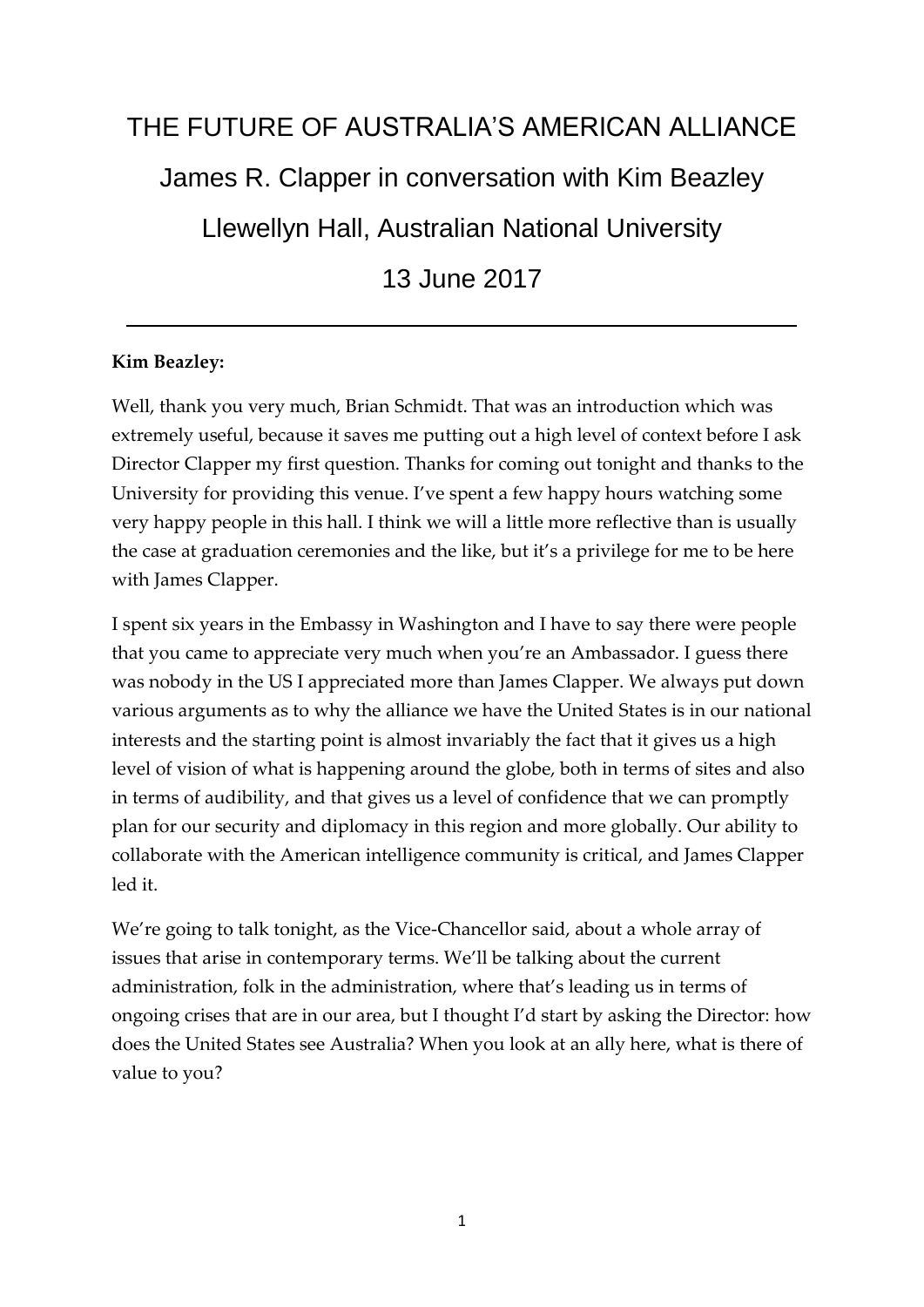# THE FUTURE OF AUSTRALIA'S AMERICAN ALLIANCE

## James R. Clapper in conversation with Kim Beazley

## Llewellyn Hall, Australian National University

## 13 June 2017

---

**Kim Beazley:**

Well, thank you very much, Brian Schmidt. That was an introduction which was extremely useful, because it saves me putting out a high level of context before I ask Director Clapper my first question. Thanks for coming out tonight and thanks to the University for providing this venue. I've spent a few happy hours watching some very happy people in this hall. I think we will a little more reflective than is usually the case at graduation ceremonies and the like, but it's a privilege for me to be here with James Clapper.

I spent six years in the Embassy in Washington and I have to say there were people that you came to appreciate very much when you're an Ambassador. I guess there was nobody in the US I appreciated more than James Clapper. We always put down various arguments as to why the alliance we have the United States is in our national interests and the starting point is almost invariably the fact that it gives us a high level of vision of what is happening around the globe, both in terms of sites and also in terms of audibility, and that gives us a level of confidence that we can promptly plan for our security and diplomacy in this region and more globally. Our ability to collaborate with the American intelligence community is critical, and James Clapper led it.

We're going to talk tonight, as the Vice-Chancellor said, about a whole array of issues that arise in contemporary terms. We'll be talking about the current administration, folk in the administration, where that's leading us in terms of ongoing crises that are in our area, but I thought I'd start by asking the Director: how does the United States see Australia? When you look at an ally here, what is there of value to you?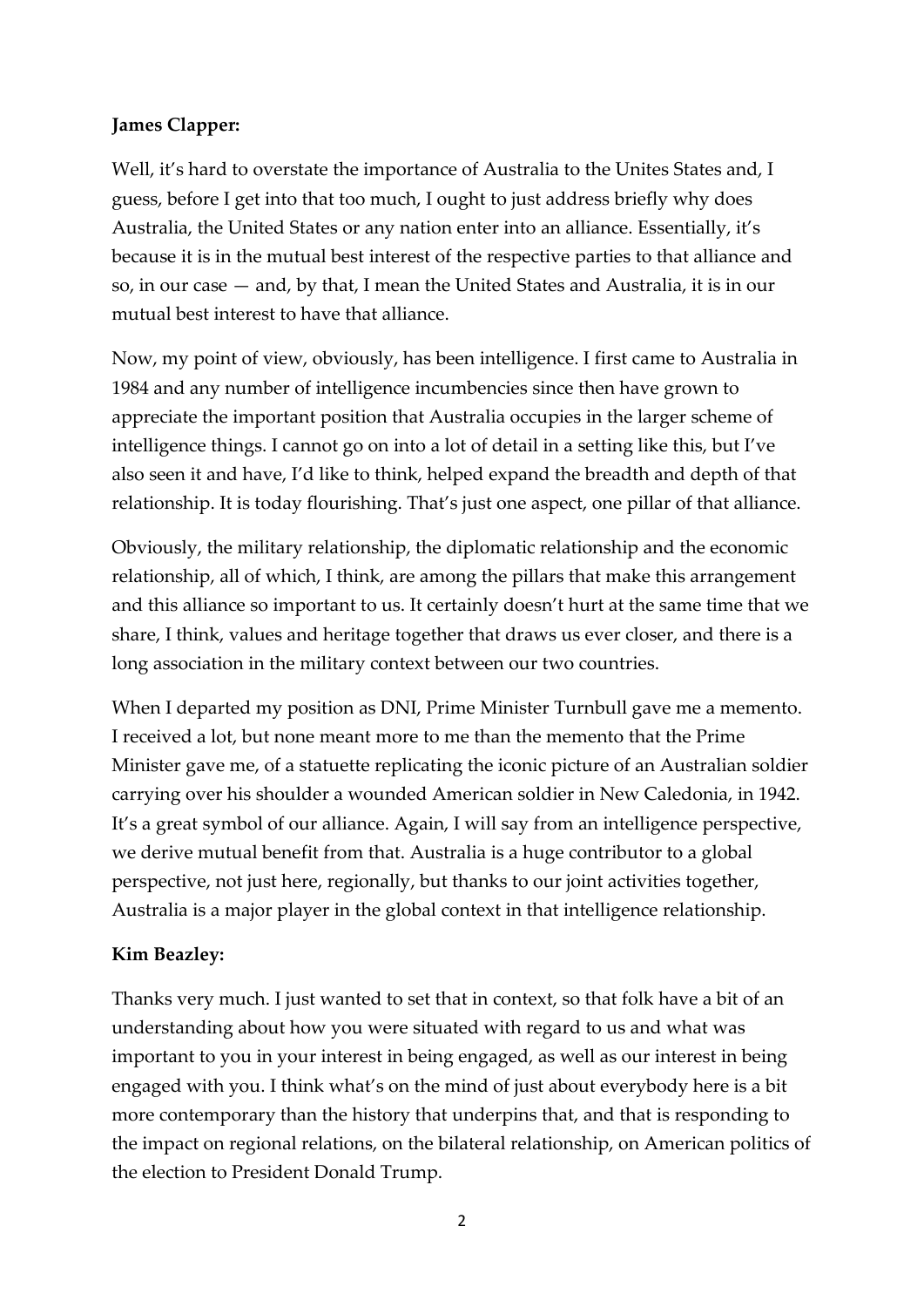**James Clapper:**

Well, it's hard to overstate the importance of Australia to the Unites States and, I guess, before I get into that too much, I ought to just address briefly why does Australia, the United States or any nation enter into an alliance. Essentially, it's because it is in the mutual best interest of the respective parties to that alliance and so, in our case — and, by that, I mean the United States and Australia, it is in our mutual best interest to have that alliance.

Now, my point of view, obviously, has been intelligence. I first came to Australia in 1984 and any number of intelligence incumbencies since then have grown to appreciate the important position that Australia occupies in the larger scheme of intelligence things. I cannot go on into a lot of detail in a setting like this, but I've also seen it and have, I'd like to think, helped expand the breadth and depth of that relationship. It is today flourishing. That's just one aspect, one pillar of that alliance.

Obviously, the military relationship, the diplomatic relationship and the economic relationship, all of which, I think, are among the pillars that make this arrangement and this alliance so important to us. It certainly doesn't hurt at the same time that we share, I think, values and heritage together that draws us ever closer, and there is a long association in the military context between our two countries.

When I departed my position as DNI, Prime Minister Turnbull gave me a memento. I received a lot, but none meant more to me than the memento that the Prime Minister gave me, of a statuette replicating the iconic picture of an Australian soldier carrying over his shoulder a wounded American soldier in New Caledonia, in 1942. It's a great symbol of our alliance. Again, I will say from an intelligence perspective, we derive mutual benefit from that. Australia is a huge contributor to a global perspective, not just here, regionally, but thanks to our joint activities together, Australia is a major player in the global context in that intelligence relationship.

**Kim Beazley:**

Thanks very much. I just wanted to set that in context, so that folk have a bit of an understanding about how you were situated with regard to us and what was important to you in your interest in being engaged, as well as our interest in being engaged with you. I think what's on the mind of just about everybody here is a bit more contemporary than the history that underpins that, and that is responding to the impact on regional relations, on the bilateral relationship, on American politics of the election to President Donald Trump.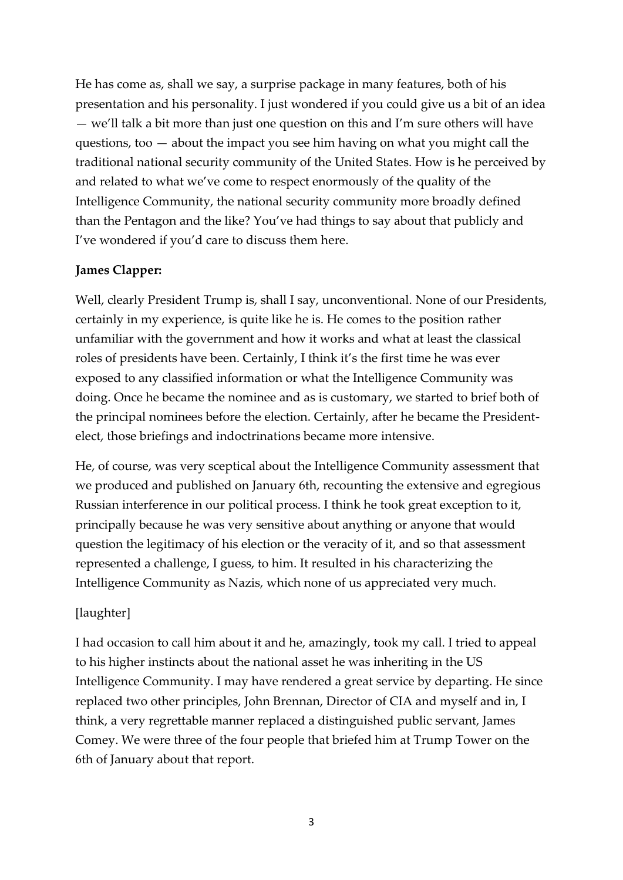He has come as, shall we say, a surprise package in many features, both of his presentation and his personality. I just wondered if you could give us a bit of an idea — we'll talk a bit more than just one question on this and I'm sure others will have questions, too — about the impact you see him having on what you might call the traditional national security community of the United States. How is he perceived by and related to what we've come to respect enormously of the quality of the Intelligence Community, the national security community more broadly defined than the Pentagon and the like? You've had things to say about that publicly and I've wondered if you'd care to discuss them here.

**James Clapper:**

Well, clearly President Trump is, shall I say, unconventional. None of our Presidents, certainly in my experience, is quite like he is. He comes to the position rather unfamiliar with the government and how it works and what at least the classical roles of presidents have been. Certainly, I think it's the first time he was ever exposed to any classified information or what the Intelligence Community was doing. Once he became the nominee and as is customary, we started to brief both of the principal nominees before the election. Certainly, after he became the President-elect, those briefings and indoctrinations became more intensive.

He, of course, was very sceptical about the Intelligence Community assessment that we produced and published on January 6th, recounting the extensive and egregious Russian interference in our political process. I think he took great exception to it, principally because he was very sensitive about anything or anyone that would question the legitimacy of his election or the veracity of it, and so that assessment represented a challenge, I guess, to him. It resulted in his characterizing the Intelligence Community as Nazis, which none of us appreciated very much.

[laughter]

I had occasion to call him about it and he, amazingly, took my call. I tried to appeal to his higher instincts about the national asset he was inheriting in the US Intelligence Community. I may have rendered a great service by departing. He since replaced two other principles, John Brennan, Director of CIA and myself and in, I think, a very regrettable manner replaced a distinguished public servant, James Comey. We were three of the four people that briefed him at Trump Tower on the 6th of January about that report.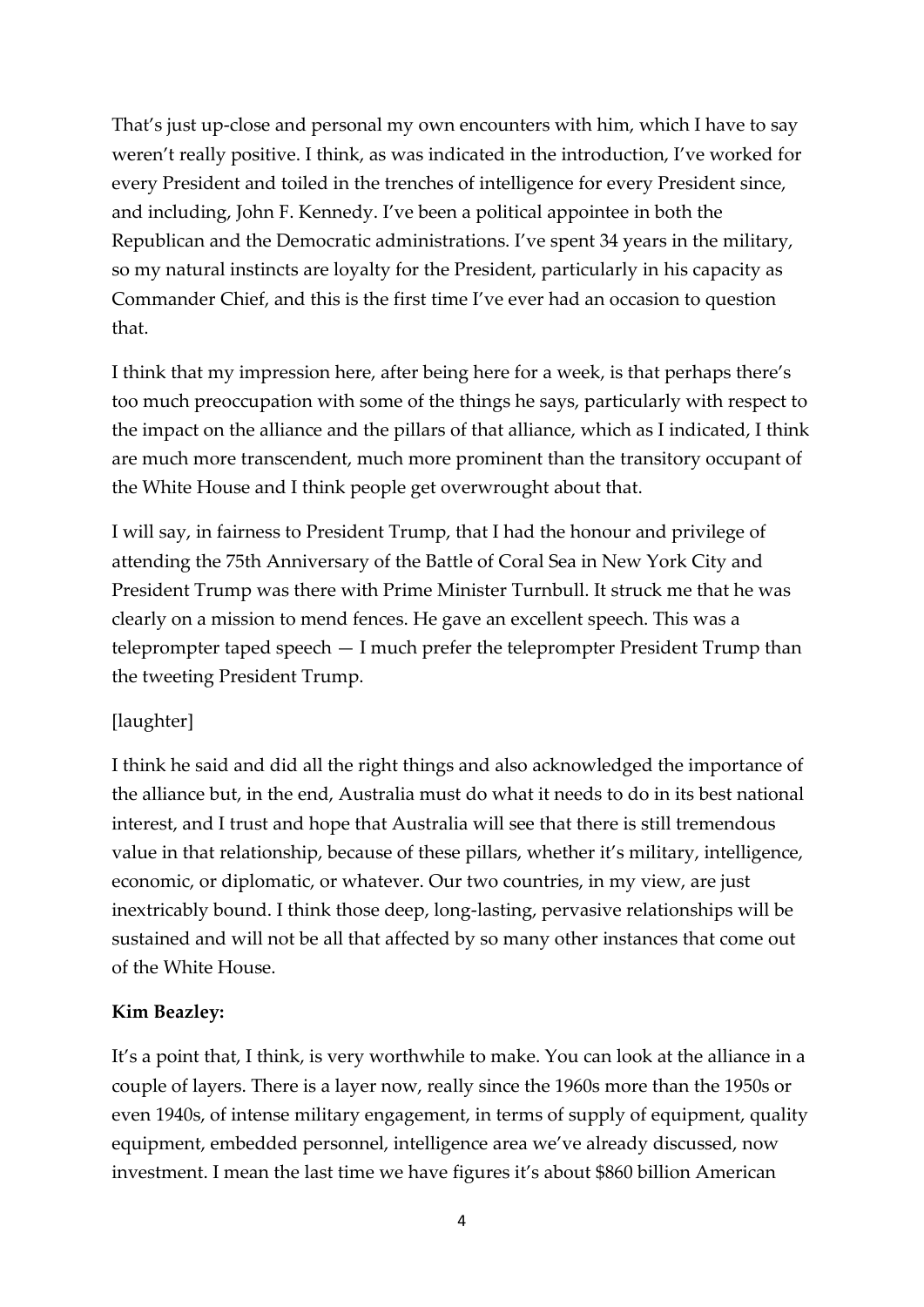That's just up-close and personal my own encounters with him, which I have to say weren't really positive. I think, as was indicated in the introduction, I've worked for every President and toiled in the trenches of intelligence for every President since, and including, John F. Kennedy. I've been a political appointee in both the Republican and the Democratic administrations. I've spent 34 years in the military, so my natural instincts are loyalty for the President, particularly in his capacity as Commander Chief, and this is the first time I've ever had an occasion to question that.

I think that my impression here, after being here for a week, is that perhaps there's too much preoccupation with some of the things he says, particularly with respect to the impact on the alliance and the pillars of that alliance, which as I indicated, I think are much more transcendent, much more prominent than the transitory occupant of the White House and I think people get overwrought about that.

I will say, in fairness to President Trump, that I had the honour and privilege of attending the 75th Anniversary of the Battle of Coral Sea in New York City and President Trump was there with Prime Minister Turnbull. It struck me that he was clearly on a mission to mend fences. He gave an excellent speech. This was a teleprompter taped speech — I much prefer the teleprompter President Trump than the tweeting President Trump.

[laughter]

I think he said and did all the right things and also acknowledged the importance of the alliance but, in the end, Australia must do what it needs to do in its best national interest, and I trust and hope that Australia will see that there is still tremendous value in that relationship, because of these pillars, whether it's military, intelligence, economic, or diplomatic, or whatever. Our two countries, in my view, are just inextricably bound. I think those deep, long-lasting, pervasive relationships will be sustained and will not be all that affected by so many other instances that come out of the White House.

**Kim Beazley:**

It's a point that, I think, is very worthwhile to make. You can look at the alliance in a couple of layers. There is a layer now, really since the 1960s more than the 1950s or even 1940s, of intense military engagement, in terms of supply of equipment, quality equipment, embedded personnel, intelligence area we've already discussed, now investment. I mean the last time we have figures it's about $860 billion American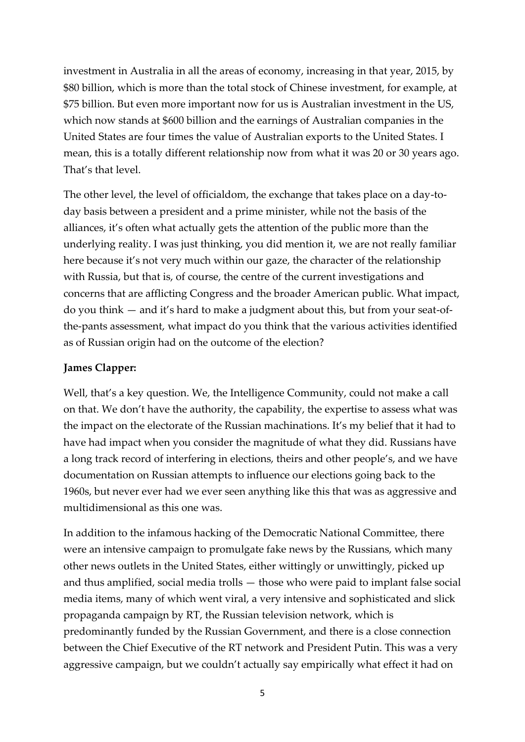investment in Australia in all the areas of economy, increasing in that year, 2015, by $80 billion, which is more than the total stock of Chinese investment, for example, at $75 billion. But even more important now for us is Australian investment in the US, which now stands at $600 billion and the earnings of Australian companies in the United States are four times the value of Australian exports to the United States. I mean, this is a totally different relationship now from what it was 20 or 30 years ago. That's that level.

The other level, the level of officialdom, the exchange that takes place on a day-to-day basis between a president and a prime minister, while not the basis of the alliances, it's often what actually gets the attention of the public more than the underlying reality. I was just thinking, you did mention it, we are not really familiar here because it's not very much within our gaze, the character of the relationship with Russia, but that is, of course, the centre of the current investigations and concerns that are afflicting Congress and the broader American public. What impact, do you think — and it's hard to make a judgment about this, but from your seat-of-the-pants assessment, what impact do you think that the various activities identified as of Russian origin had on the outcome of the election?

**James Clapper:**

Well, that's a key question. We, the Intelligence Community, could not make a call on that. We don't have the authority, the capability, the expertise to assess what was the impact on the electorate of the Russian machinations. It's my belief that it had to have had impact when you consider the magnitude of what they did. Russians have a long track record of interfering in elections, theirs and other people's, and we have documentation on Russian attempts to influence our elections going back to the 1960s, but never ever had we ever seen anything like this that was as aggressive and multidimensional as this one was.

In addition to the infamous hacking of the Democratic National Committee, there were an intensive campaign to promulgate fake news by the Russians, which many other news outlets in the United States, either wittingly or unwittingly, picked up and thus amplified, social media trolls — those who were paid to implant false social media items, many of which went viral, a very intensive and sophisticated and slick propaganda campaign by RT, the Russian television network, which is predominantly funded by the Russian Government, and there is a close connection between the Chief Executive of the RT network and President Putin. This was a very aggressive campaign, but we couldn't actually say empirically what effect it had on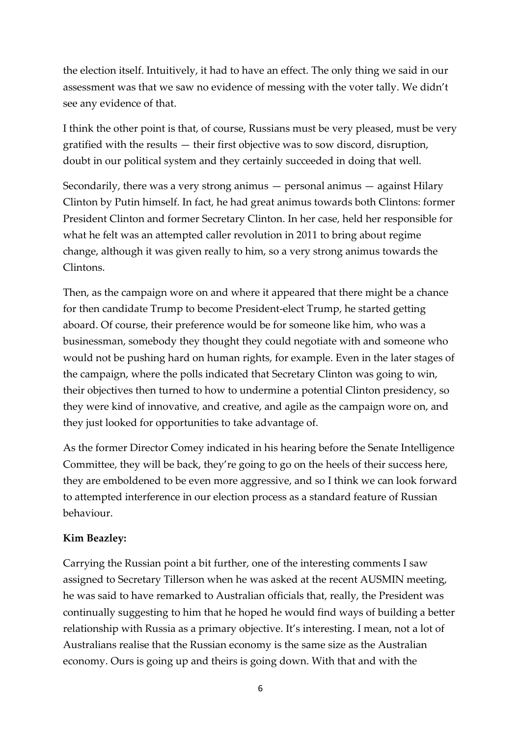the election itself. Intuitively, it had to have an effect. The only thing we said in our assessment was that we saw no evidence of messing with the voter tally. We didn't see any evidence of that.

I think the other point is that, of course, Russians must be very pleased, must be very gratified with the results — their first objective was to sow discord, disruption, doubt in our political system and they certainly succeeded in doing that well.

Secondarily, there was a very strong animus — personal animus — against Hilary Clinton by Putin himself. In fact, he had great animus towards both Clintons: former President Clinton and former Secretary Clinton. In her case, held her responsible for what he felt was an attempted caller revolution in 2011 to bring about regime change, although it was given really to him, so a very strong animus towards the Clintons.

Then, as the campaign wore on and where it appeared that there might be a chance for then candidate Trump to become President-elect Trump, he started getting aboard. Of course, their preference would be for someone like him, who was a businessman, somebody they thought they could negotiate with and someone who would not be pushing hard on human rights, for example. Even in the later stages of the campaign, where the polls indicated that Secretary Clinton was going to win, their objectives then turned to how to undermine a potential Clinton presidency, so they were kind of innovative, and creative, and agile as the campaign wore on, and they just looked for opportunities to take advantage of.

As the former Director Comey indicated in his hearing before the Senate Intelligence Committee, they will be back, they're going to go on the heels of their success here, they are emboldened to be even more aggressive, and so I think we can look forward to attempted interference in our election process as a standard feature of Russian behaviour.

**Kim Beazley:**

Carrying the Russian point a bit further, one of the interesting comments I saw assigned to Secretary Tillerson when he was asked at the recent AUSMIN meeting, he was said to have remarked to Australian officials that, really, the President was continually suggesting to him that he hoped he would find ways of building a better relationship with Russia as a primary objective. It's interesting. I mean, not a lot of Australians realise that the Russian economy is the same size as the Australian economy. Ours is going up and theirs is going down. With that and with the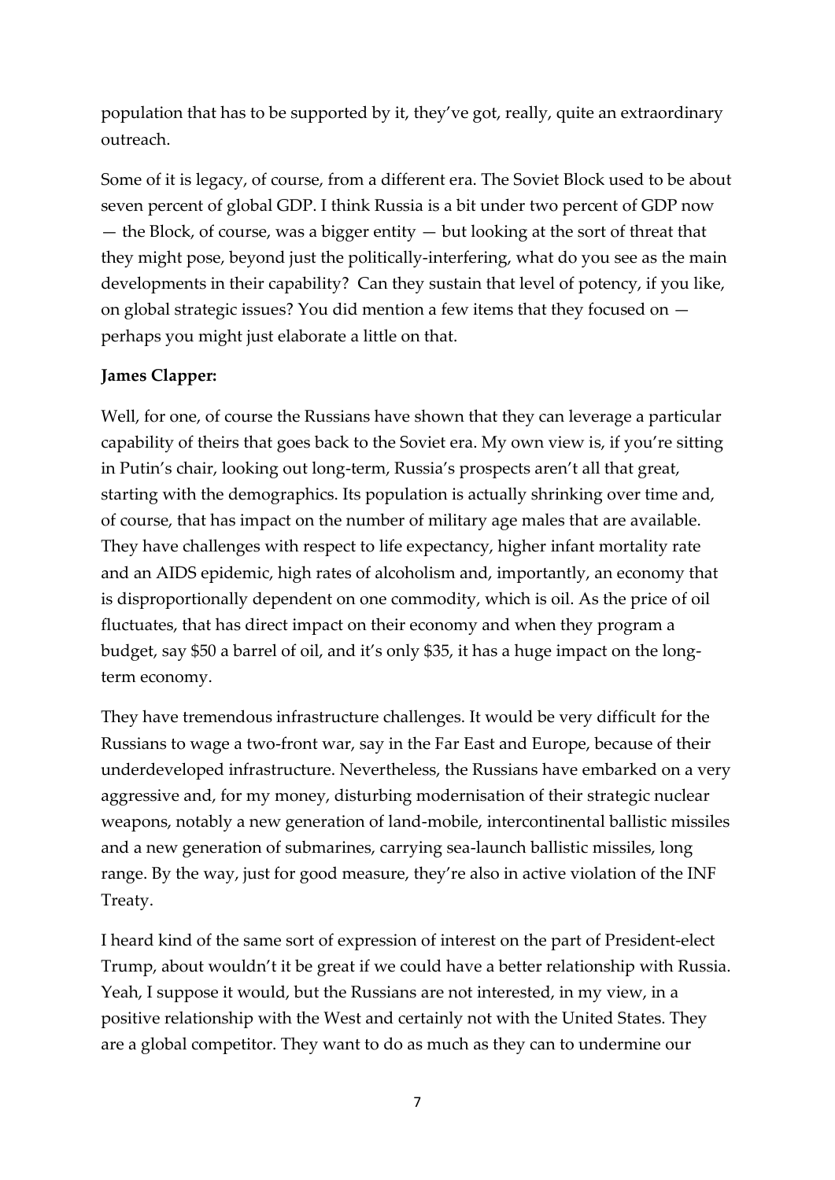population that has to be supported by it, they've got, really, quite an extraordinary outreach.

Some of it is legacy, of course, from a different era. The Soviet Block used to be about seven percent of global GDP. I think Russia is a bit under two percent of GDP now — the Block, of course, was a bigger entity — but looking at the sort of threat that they might pose, beyond just the politically-interfering, what do you see as the main developments in their capability? Can they sustain that level of potency, if you like, on global strategic issues? You did mention a few items that they focused on — perhaps you might just elaborate a little on that.

**James Clapper:**

Well, for one, of course the Russians have shown that they can leverage a particular capability of theirs that goes back to the Soviet era. My own view is, if you're sitting in Putin's chair, looking out long-term, Russia's prospects aren't all that great, starting with the demographics. Its population is actually shrinking over time and, of course, that has impact on the number of military age males that are available. They have challenges with respect to life expectancy, higher infant mortality rate and an AIDS epidemic, high rates of alcoholism and, importantly, an economy that is disproportionally dependent on one commodity, which is oil. As the price of oil fluctuates, that has direct impact on their economy and when they program a budget, say $50 a barrel of oil, and it's only $35, it has a huge impact on the long-term economy.

They have tremendous infrastructure challenges. It would be very difficult for the Russians to wage a two-front war, say in the Far East and Europe, because of their underdeveloped infrastructure. Nevertheless, the Russians have embarked on a very aggressive and, for my money, disturbing modernisation of their strategic nuclear weapons, notably a new generation of land-mobile, intercontinental ballistic missiles and a new generation of submarines, carrying sea-launch ballistic missiles, long range. By the way, just for good measure, they're also in active violation of the INF Treaty.

I heard kind of the same sort of expression of interest on the part of President-elect Trump, about wouldn't it be great if we could have a better relationship with Russia. Yeah, I suppose it would, but the Russians are not interested, in my view, in a positive relationship with the West and certainly not with the United States. They are a global competitor. They want to do as much as they can to undermine our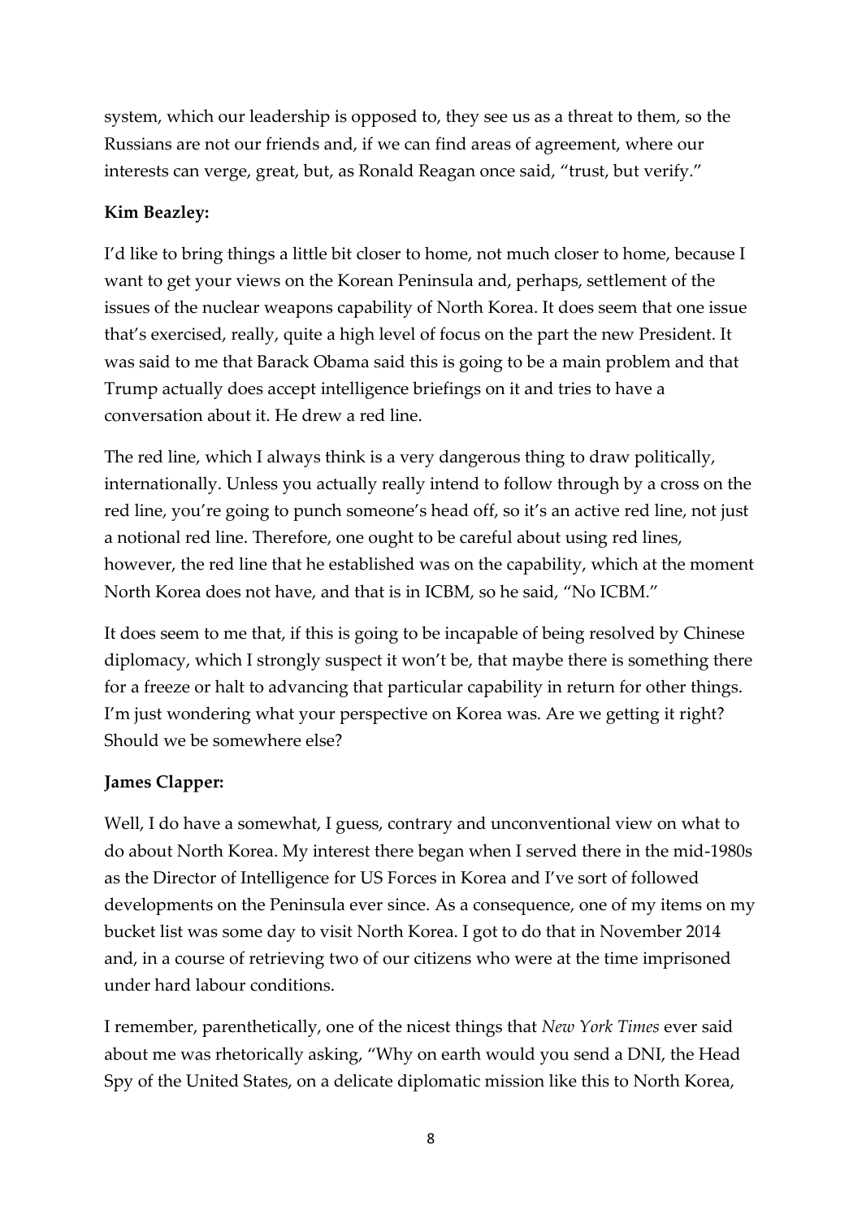system, which our leadership is opposed to, they see us as a threat to them, so the Russians are not our friends and, if we can find areas of agreement, where our interests can verge, great, but, as Ronald Reagan once said, "trust, but verify."

**Kim Beazley:**

I'd like to bring things a little bit closer to home, not much closer to home, because I want to get your views on the Korean Peninsula and, perhaps, settlement of the issues of the nuclear weapons capability of North Korea. It does seem that one issue that's exercised, really, quite a high level of focus on the part the new President. It was said to me that Barack Obama said this is going to be a main problem and that Trump actually does accept intelligence briefings on it and tries to have a conversation about it. He drew a red line.

The red line, which I always think is a very dangerous thing to draw politically, internationally. Unless you actually really intend to follow through by a cross on the red line, you're going to punch someone's head off, so it's an active red line, not just a notional red line. Therefore, one ought to be careful about using red lines, however, the red line that he established was on the capability, which at the moment North Korea does not have, and that is in ICBM, so he said, "No ICBM."

It does seem to me that, if this is going to be incapable of being resolved by Chinese diplomacy, which I strongly suspect it won't be, that maybe there is something there for a freeze or halt to advancing that particular capability in return for other things. I'm just wondering what your perspective on Korea was. Are we getting it right? Should we be somewhere else?

**James Clapper:**

Well, I do have a somewhat, I guess, contrary and unconventional view on what to do about North Korea. My interest there began when I served there in the mid-1980s as the Director of Intelligence for US Forces in Korea and I've sort of followed developments on the Peninsula ever since. As a consequence, one of my items on my bucket list was some day to visit North Korea. I got to do that in November 2014 and, in a course of retrieving two of our citizens who were at the time imprisoned under hard labour conditions.

I remember, parenthetically, one of the nicest things that *New York Times* ever said about me was rhetorically asking, "Why on earth would you send a DNI, the Head Spy of the United States, on a delicate diplomatic mission like this to North Korea,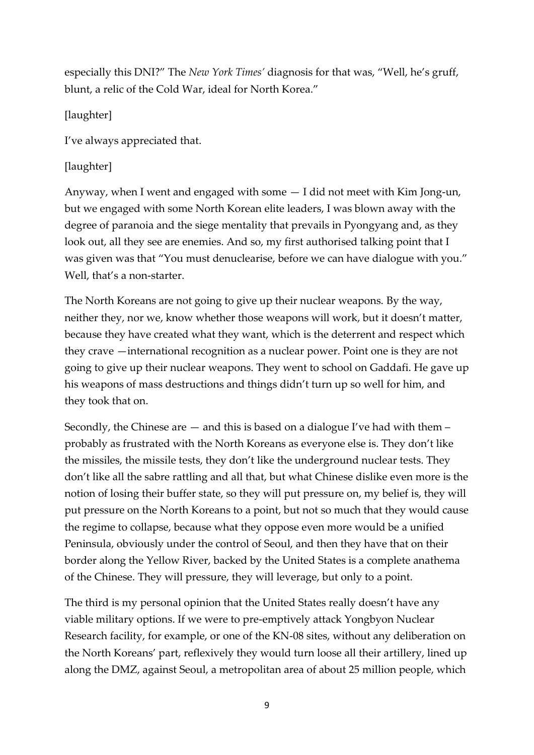especially this DNI?" The *New York Times'* diagnosis for that was, "Well, he's gruff, blunt, a relic of the Cold War, ideal for North Korea."

[laughter]

I've always appreciated that.

[laughter]

Anyway, when I went and engaged with some — I did not meet with Kim Jong-un, but we engaged with some North Korean elite leaders, I was blown away with the degree of paranoia and the siege mentality that prevails in Pyongyang and, as they look out, all they see are enemies. And so, my first authorised talking point that I was given was that "You must denuclearise, before we can have dialogue with you." Well, that's a non-starter.

The North Koreans are not going to give up their nuclear weapons. By the way, neither they, nor we, know whether those weapons will work, but it doesn't matter, because they have created what they want, which is the deterrent and respect which they crave —international recognition as a nuclear power. Point one is they are not going to give up their nuclear weapons. They went to school on Gaddafi. He gave up his weapons of mass destructions and things didn't turn up so well for him, and they took that on.

Secondly, the Chinese are — and this is based on a dialogue I've had with them – probably as frustrated with the North Koreans as everyone else is. They don't like the missiles, the missile tests, they don't like the underground nuclear tests. They don't like all the sabre rattling and all that, but what Chinese dislike even more is the notion of losing their buffer state, so they will put pressure on, my belief is, they will put pressure on the North Koreans to a point, but not so much that they would cause the regime to collapse, because what they oppose even more would be a unified Peninsula, obviously under the control of Seoul, and then they have that on their border along the Yellow River, backed by the United States is a complete anathema of the Chinese. They will pressure, they will leverage, but only to a point.

The third is my personal opinion that the United States really doesn't have any viable military options. If we were to pre-emptively attack Yongbyon Nuclear Research facility, for example, or one of the KN-08 sites, without any deliberation on the North Koreans' part, reflexively they would turn loose all their artillery, lined up along the DMZ, against Seoul, a metropolitan area of about 25 million people, which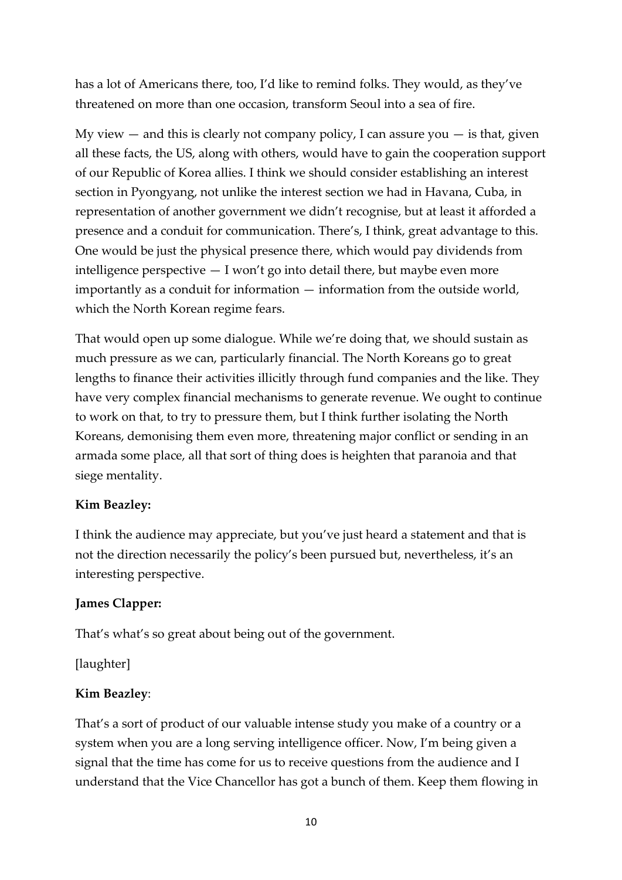has a lot of Americans there, too, I'd like to remind folks. They would, as they've threatened on more than one occasion, transform Seoul into a sea of fire.

My view — and this is clearly not company policy, I can assure you — is that, given all these facts, the US, along with others, would have to gain the cooperation support of our Republic of Korea allies. I think we should consider establishing an interest section in Pyongyang, not unlike the interest section we had in Havana, Cuba, in representation of another government we didn't recognise, but at least it afforded a presence and a conduit for communication. There's, I think, great advantage to this. One would be just the physical presence there, which would pay dividends from intelligence perspective — I won't go into detail there, but maybe even more importantly as a conduit for information — information from the outside world, which the North Korean regime fears.

That would open up some dialogue. While we're doing that, we should sustain as much pressure as we can, particularly financial. The North Koreans go to great lengths to finance their activities illicitly through fund companies and the like. They have very complex financial mechanisms to generate revenue. We ought to continue to work on that, to try to pressure them, but I think further isolating the North Koreans, demonising them even more, threatening major conflict or sending in an armada some place, all that sort of thing does is heighten that paranoia and that siege mentality.

**Kim Beazley:**

I think the audience may appreciate, but you've just heard a statement and that is not the direction necessarily the policy's been pursued but, nevertheless, it's an interesting perspective.

**James Clapper:**

That's what's so great about being out of the government.

[laughter]

**Kim Beazley**:

That's a sort of product of our valuable intense study you make of a country or a system when you are a long serving intelligence officer. Now, I'm being given a signal that the time has come for us to receive questions from the audience and I understand that the Vice Chancellor has got a bunch of them. Keep them flowing in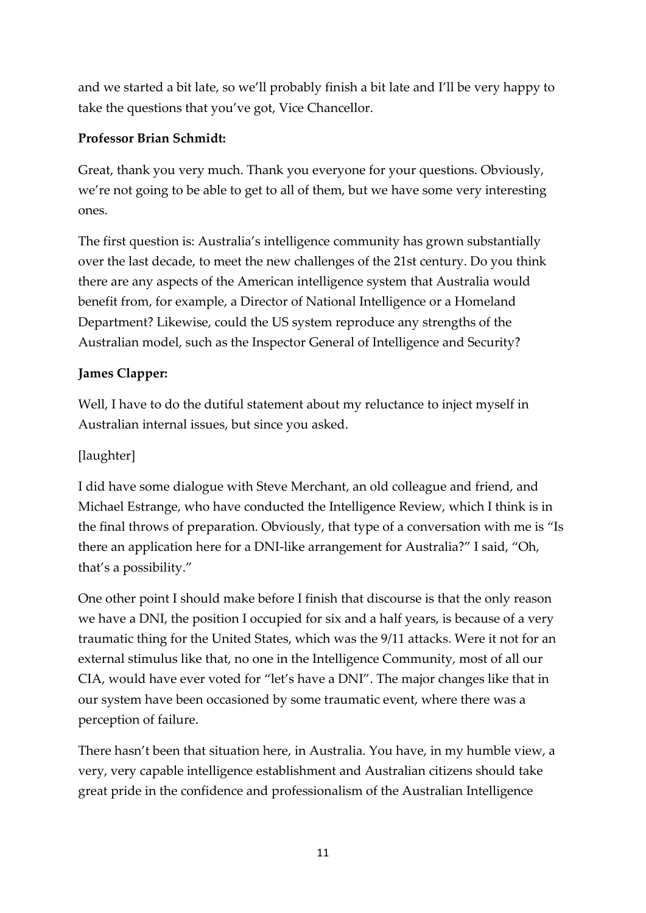and we started a bit late, so we'll probably finish a bit late and I'll be very happy to take the questions that you've got, Vice Chancellor.

**Professor Brian Schmidt:**

Great, thank you very much. Thank you everyone for your questions. Obviously, we're not going to be able to get to all of them, but we have some very interesting ones.

The first question is: Australia's intelligence community has grown substantially over the last decade, to meet the new challenges of the 21st century. Do you think there are any aspects of the American intelligence system that Australia would benefit from, for example, a Director of National Intelligence or a Homeland Department? Likewise, could the US system reproduce any strengths of the Australian model, such as the Inspector General of Intelligence and Security?

**James Clapper:**

Well, I have to do the dutiful statement about my reluctance to inject myself in Australian internal issues, but since you asked.

[laughter]

I did have some dialogue with Steve Merchant, an old colleague and friend, and Michael Estrange, who have conducted the Intelligence Review, which I think is in the final throws of preparation. Obviously, that type of a conversation with me is "Is there an application here for a DNI-like arrangement for Australia?" I said, "Oh, that's a possibility."

One other point I should make before I finish that discourse is that the only reason we have a DNI, the position I occupied for six and a half years, is because of a very traumatic thing for the United States, which was the 9/11 attacks. Were it not for an external stimulus like that, no one in the Intelligence Community, most of all our CIA, would have ever voted for "let's have a DNI". The major changes like that in our system have been occasioned by some traumatic event, where there was a perception of failure.

There hasn't been that situation here, in Australia. You have, in my humble view, a very, very capable intelligence establishment and Australian citizens should take great pride in the confidence and professionalism of the Australian Intelligence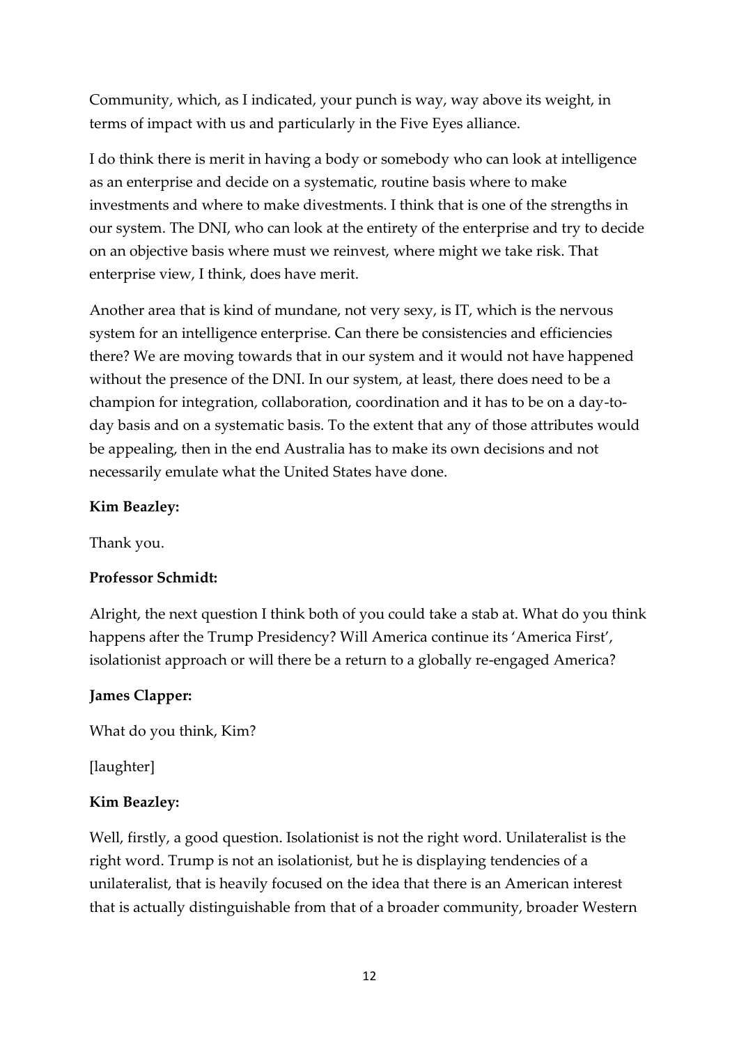Community, which, as I indicated, your punch is way, way above its weight, in terms of impact with us and particularly in the Five Eyes alliance.

I do think there is merit in having a body or somebody who can look at intelligence as an enterprise and decide on a systematic, routine basis where to make investments and where to make divestments. I think that is one of the strengths in our system. The DNI, who can look at the entirety of the enterprise and try to decide on an objective basis where must we reinvest, where might we take risk. That enterprise view, I think, does have merit.

Another area that is kind of mundane, not very sexy, is IT, which is the nervous system for an intelligence enterprise. Can there be consistencies and efficiencies there? We are moving towards that in our system and it would not have happened without the presence of the DNI. In our system, at least, there does need to be a champion for integration, collaboration, coordination and it has to be on a day-to-day basis and on a systematic basis. To the extent that any of those attributes would be appealing, then in the end Australia has to make its own decisions and not necessarily emulate what the United States have done.

**Kim Beazley:**

Thank you.

**Professor Schmidt:**

Alright, the next question I think both of you could take a stab at. What do you think happens after the Trump Presidency? Will America continue its 'America First', isolationist approach or will there be a return to a globally re-engaged America?

**James Clapper:**

What do you think, Kim?

[laughter]

**Kim Beazley:**

Well, firstly, a good question. Isolationist is not the right word. Unilateralist is the right word. Trump is not an isolationist, but he is displaying tendencies of a unilateralist, that is heavily focused on the idea that there is an American interest that is actually distinguishable from that of a broader community, broader Western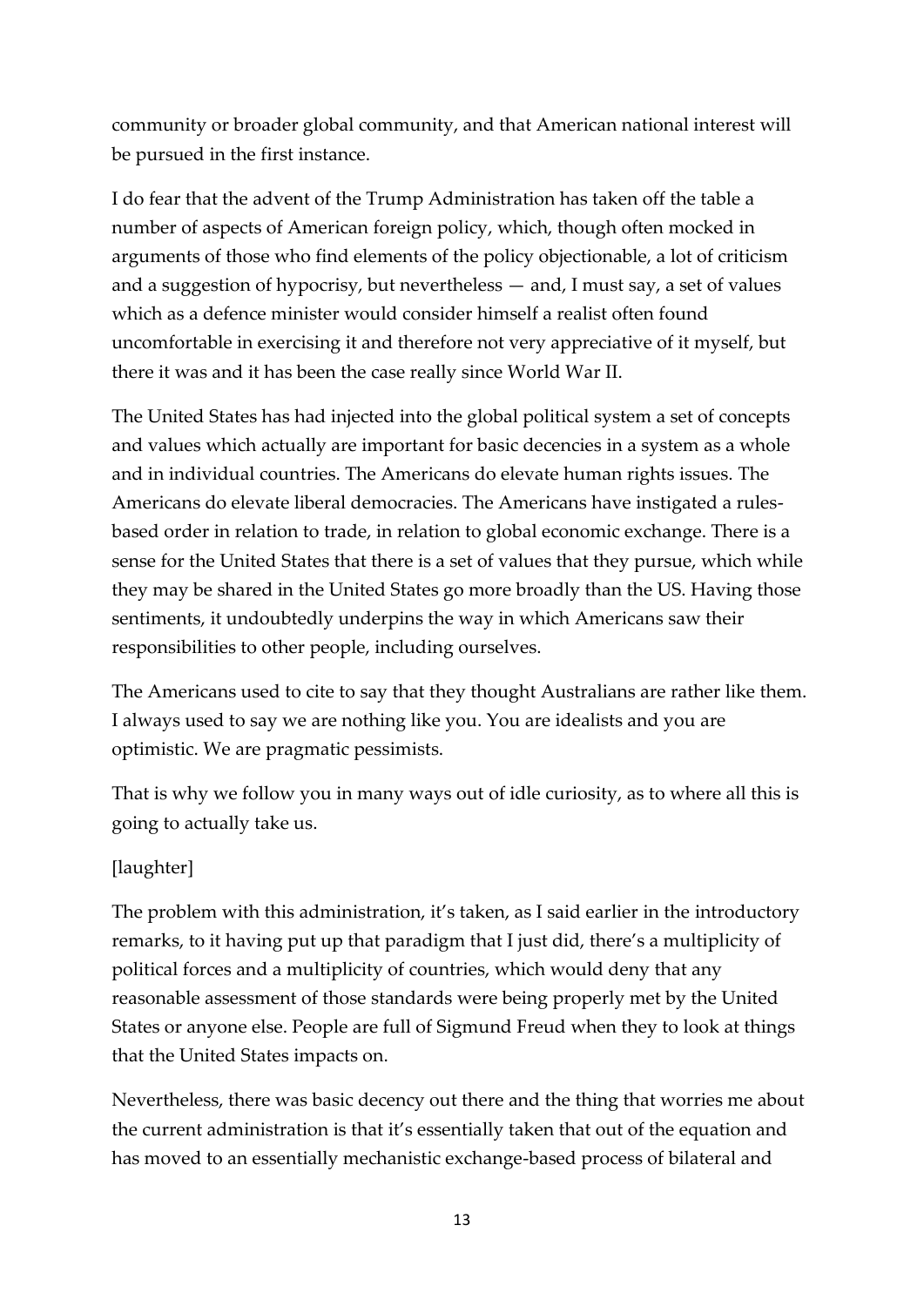community or broader global community, and that American national interest will be pursued in the first instance.

I do fear that the advent of the Trump Administration has taken off the table a number of aspects of American foreign policy, which, though often mocked in arguments of those who find elements of the policy objectionable, a lot of criticism and a suggestion of hypocrisy, but nevertheless — and, I must say, a set of values which as a defence minister would consider himself a realist often found uncomfortable in exercising it and therefore not very appreciative of it myself, but there it was and it has been the case really since World War II.

The United States has had injected into the global political system a set of concepts and values which actually are important for basic decencies in a system as a whole and in individual countries. The Americans do elevate human rights issues. The Americans do elevate liberal democracies. The Americans have instigated a rules-based order in relation to trade, in relation to global economic exchange. There is a sense for the United States that there is a set of values that they pursue, which while they may be shared in the United States go more broadly than the US. Having those sentiments, it undoubtedly underpins the way in which Americans saw their responsibilities to other people, including ourselves.

The Americans used to cite to say that they thought Australians are rather like them. I always used to say we are nothing like you. You are idealists and you are optimistic. We are pragmatic pessimists.

That is why we follow you in many ways out of idle curiosity, as to where all this is going to actually take us.

[laughter]

The problem with this administration, it's taken, as I said earlier in the introductory remarks, to it having put up that paradigm that I just did, there's a multiplicity of political forces and a multiplicity of countries, which would deny that any reasonable assessment of those standards were being properly met by the United States or anyone else. People are full of Sigmund Freud when they to look at things that the United States impacts on.

Nevertheless, there was basic decency out there and the thing that worries me about the current administration is that it's essentially taken that out of the equation and has moved to an essentially mechanistic exchange-based process of bilateral and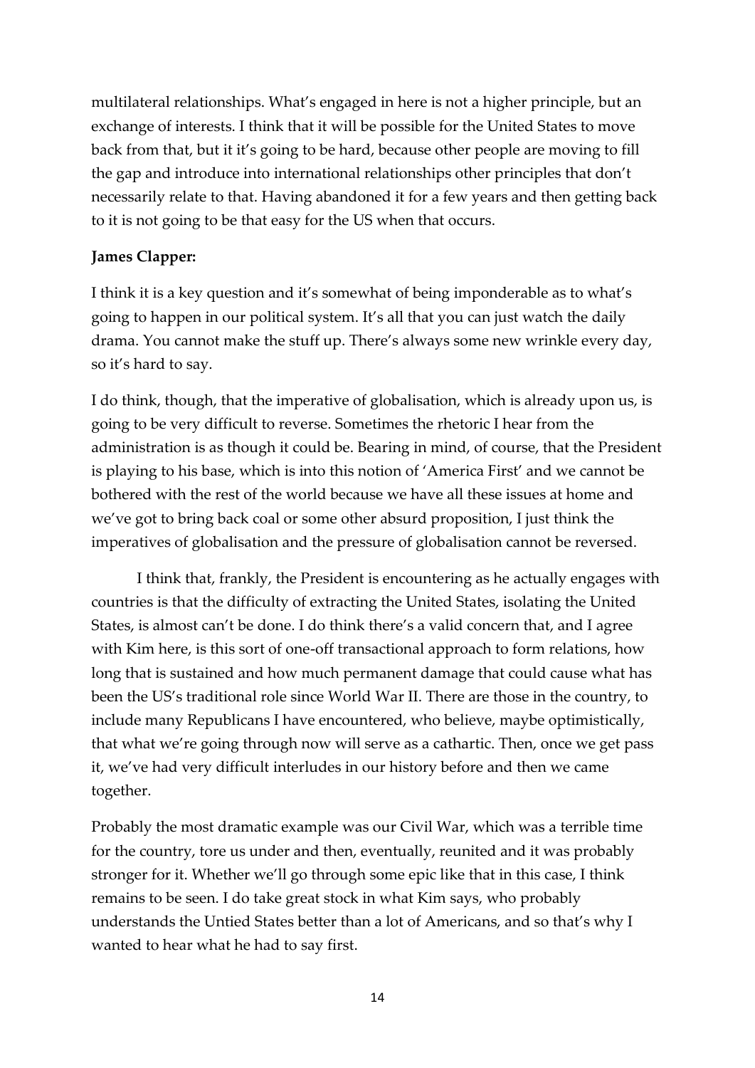multilateral relationships. What's engaged in here is not a higher principle, but an exchange of interests. I think that it will be possible for the United States to move back from that, but it it's going to be hard, because other people are moving to fill the gap and introduce into international relationships other principles that don't necessarily relate to that. Having abandoned it for a few years and then getting back to it is not going to be that easy for the US when that occurs.

**James Clapper:**

I think it is a key question and it's somewhat of being imponderable as to what's going to happen in our political system. It's all that you can just watch the daily drama. You cannot make the stuff up. There's always some new wrinkle every day, so it's hard to say.

I do think, though, that the imperative of globalisation, which is already upon us, is going to be very difficult to reverse. Sometimes the rhetoric I hear from the administration is as though it could be. Bearing in mind, of course, that the President is playing to his base, which is into this notion of 'America First' and we cannot be bothered with the rest of the world because we have all these issues at home and we've got to bring back coal or some other absurd proposition, I just think the imperatives of globalisation and the pressure of globalisation cannot be reversed.

I think that, frankly, the President is encountering as he actually engages with countries is that the difficulty of extracting the United States, isolating the United States, is almost can't be done. I do think there's a valid concern that, and I agree with Kim here, is this sort of one-off transactional approach to form relations, how long that is sustained and how much permanent damage that could cause what has been the US's traditional role since World War II. There are those in the country, to include many Republicans I have encountered, who believe, maybe optimistically, that what we're going through now will serve as a cathartic. Then, once we get pass it, we've had very difficult interludes in our history before and then we came together.

Probably the most dramatic example was our Civil War, which was a terrible time for the country, tore us under and then, eventually, reunited and it was probably stronger for it. Whether we'll go through some epic like that in this case, I think remains to be seen. I do take great stock in what Kim says, who probably understands the Untied States better than a lot of Americans, and so that's why I wanted to hear what he had to say first.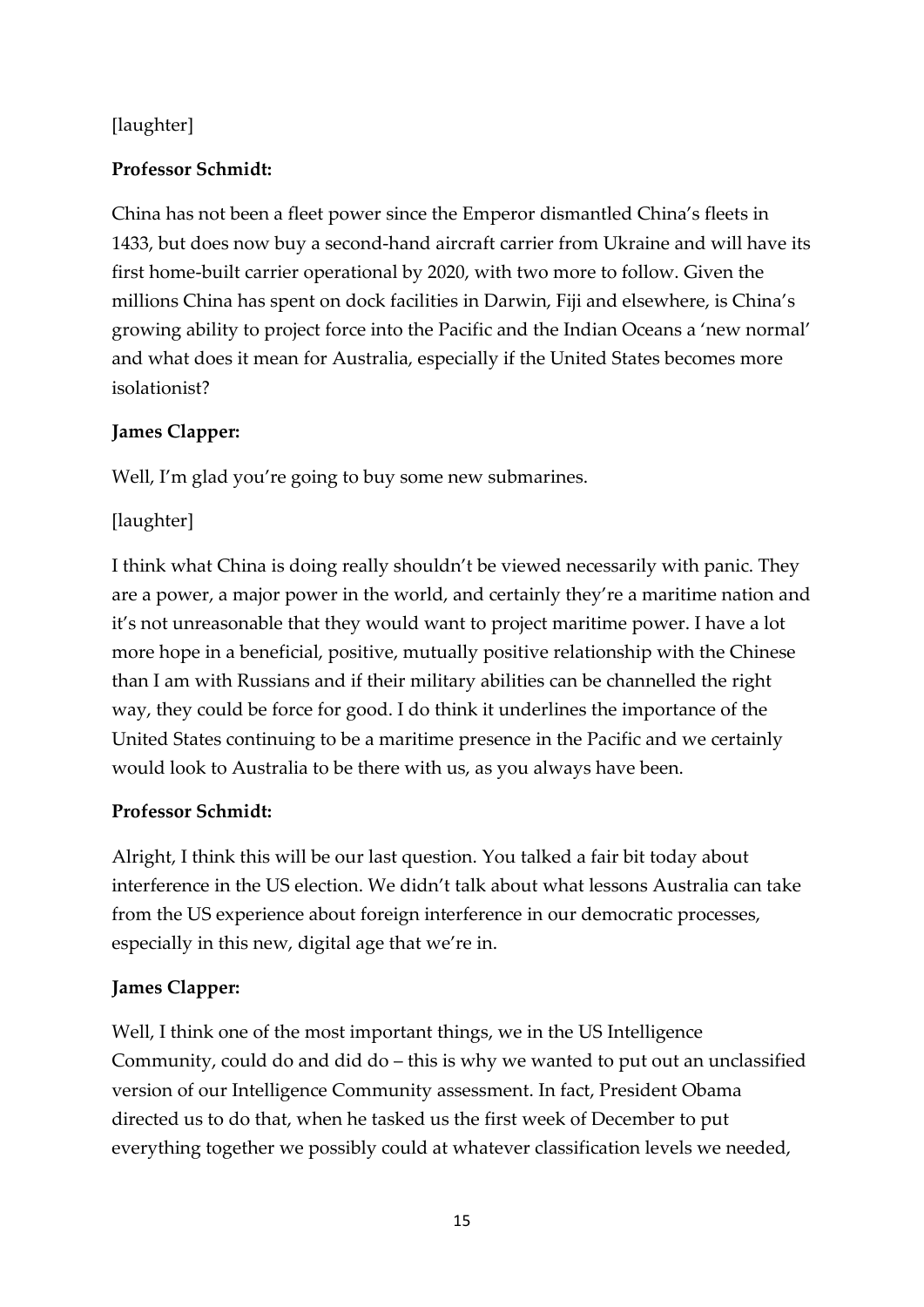[laughter]

**Professor Schmidt:**

China has not been a fleet power since the Emperor dismantled China's fleets in 1433, but does now buy a second-hand aircraft carrier from Ukraine and will have its first home-built carrier operational by 2020, with two more to follow. Given the millions China has spent on dock facilities in Darwin, Fiji and elsewhere, is China's growing ability to project force into the Pacific and the Indian Oceans a 'new normal' and what does it mean for Australia, especially if the United States becomes more isolationist?

**James Clapper:**

Well, I'm glad you're going to buy some new submarines.

[laughter]

I think what China is doing really shouldn't be viewed necessarily with panic. They are a power, a major power in the world, and certainly they're a maritime nation and it's not unreasonable that they would want to project maritime power. I have a lot more hope in a beneficial, positive, mutually positive relationship with the Chinese than I am with Russians and if their military abilities can be channelled the right way, they could be force for good. I do think it underlines the importance of the United States continuing to be a maritime presence in the Pacific and we certainly would look to Australia to be there with us, as you always have been.

**Professor Schmidt:**

Alright, I think this will be our last question. You talked a fair bit today about interference in the US election. We didn't talk about what lessons Australia can take from the US experience about foreign interference in our democratic processes, especially in this new, digital age that we're in.

**James Clapper:**

Well, I think one of the most important things, we in the US Intelligence Community, could do and did do – this is why we wanted to put out an unclassified version of our Intelligence Community assessment. In fact, President Obama directed us to do that, when he tasked us the first week of December to put everything together we possibly could at whatever classification levels we needed,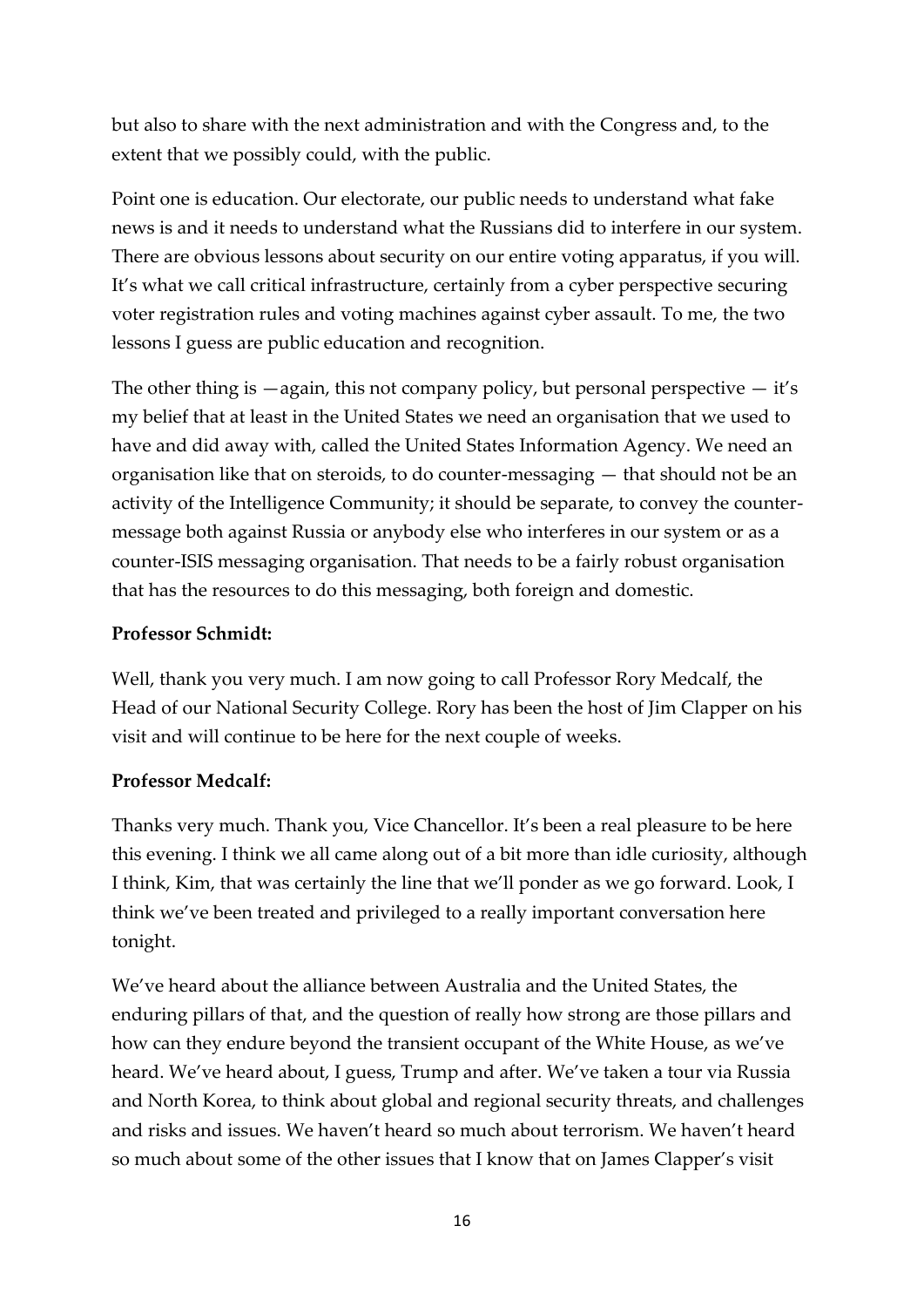but also to share with the next administration and with the Congress and, to the extent that we possibly could, with the public.

Point one is education. Our electorate, our public needs to understand what fake news is and it needs to understand what the Russians did to interfere in our system. There are obvious lessons about security on our entire voting apparatus, if you will. It's what we call critical infrastructure, certainly from a cyber perspective securing voter registration rules and voting machines against cyber assault. To me, the two lessons I guess are public education and recognition.

The other thing is —again, this not company policy, but personal perspective — it's my belief that at least in the United States we need an organisation that we used to have and did away with, called the United States Information Agency. We need an organisation like that on steroids, to do counter-messaging — that should not be an activity of the Intelligence Community; it should be separate, to convey the counter-message both against Russia or anybody else who interferes in our system or as a counter-ISIS messaging organisation. That needs to be a fairly robust organisation that has the resources to do this messaging, both foreign and domestic.

**Professor Schmidt:**

Well, thank you very much. I am now going to call Professor Rory Medcalf, the Head of our National Security College. Rory has been the host of Jim Clapper on his visit and will continue to be here for the next couple of weeks.

**Professor Medcalf:**

Thanks very much. Thank you, Vice Chancellor. It's been a real pleasure to be here this evening. I think we all came along out of a bit more than idle curiosity, although I think, Kim, that was certainly the line that we'll ponder as we go forward. Look, I think we've been treated and privileged to a really important conversation here tonight.

We've heard about the alliance between Australia and the United States, the enduring pillars of that, and the question of really how strong are those pillars and how can they endure beyond the transient occupant of the White House, as we've heard. We've heard about, I guess, Trump and after. We've taken a tour via Russia and North Korea, to think about global and regional security threats, and challenges and risks and issues. We haven't heard so much about terrorism. We haven't heard so much about some of the other issues that I know that on James Clapper's visit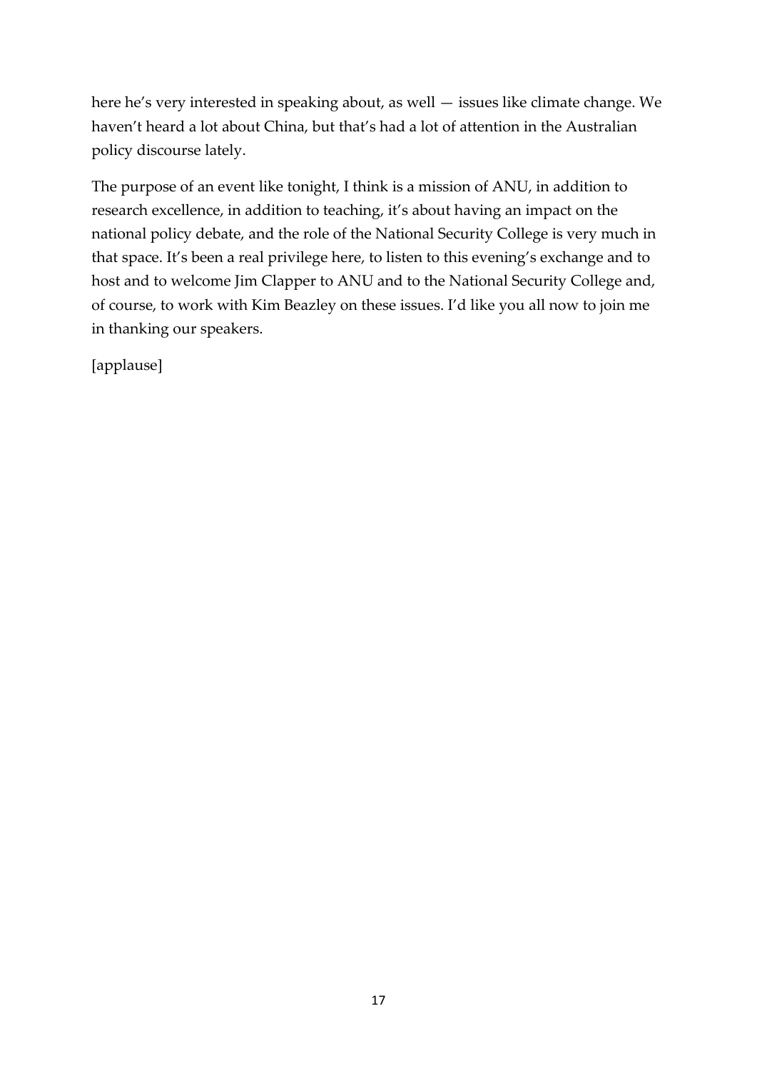here he's very interested in speaking about, as well — issues like climate change. We haven't heard a lot about China, but that's had a lot of attention in the Australian policy discourse lately.

The purpose of an event like tonight, I think is a mission of ANU, in addition to research excellence, in addition to teaching, it's about having an impact on the national policy debate, and the role of the National Security College is very much in that space. It's been a real privilege here, to listen to this evening's exchange and to host and to welcome Jim Clapper to ANU and to the National Security College and, of course, to work with Kim Beazley on these issues. I'd like you all now to join me in thanking our speakers.

[applause]